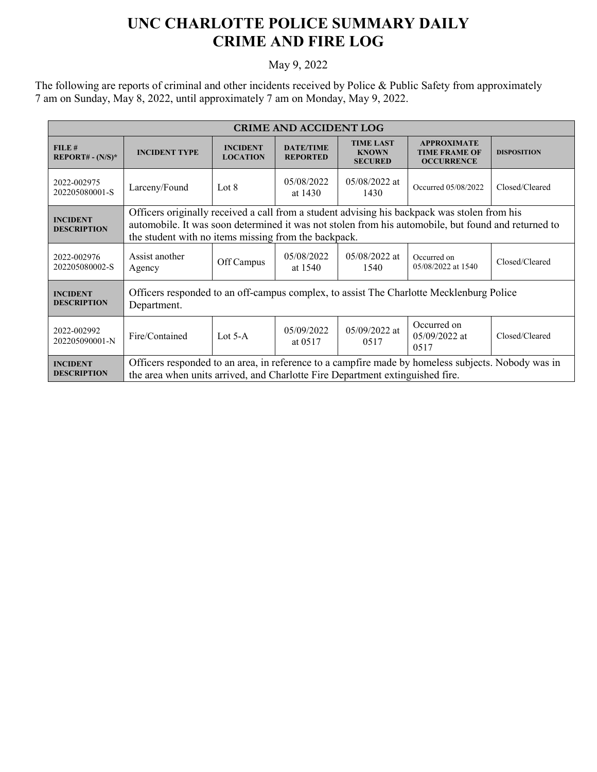# UNC CHARLOTTE POLICE SUMMARY DAILY CRIME AND FIRE LOG

May 9, 2022

The following are reports of criminal and other incidents received by Police & Public Safety from approximately 7 am on Sunday, May 8, 2022, until approximately 7 am on Monday, May 9, 2022.

| CRIME AND ACCIDENT LOG | | | | | | |
|---|---|---|---|---|---|---|
| **FILE # REPORT# - (N/S)*** | **INCIDENT TYPE** | **INCIDENT LOCATION** | **DATE/TIME REPORTED** | **TIME LAST KNOWN SECURED** | **APPROXIMATE TIME FRAME OF OCCURRENCE** | **DISPOSITION** |
| 2022-002975 202205080001-S | Larceny/Found | Lot 8 | 05/08/2022 at 1430 | 05/08/2022 at 1430 | Occurred 05/08/2022 | Closed/Cleared |
| **INCIDENT DESCRIPTION** | Officers originally received a call from a student advising his backpack was stolen from his automobile. It was soon determined it was not stolen from his automobile, but found and returned to the student with no items missing from the backpack. | | | | | |
| 2022-002976 202205080002-S | Assist another Agency | Off Campus | 05/08/2022 at 1540 | 05/08/2022 at 1540 | Occurred on 05/08/2022 at 1540 | Closed/Cleared |
| **INCIDENT DESCRIPTION** | Officers responded to an off-campus complex, to assist The Charlotte Mecklenburg Police Department. | | | | | |
| 2022-002992 202205090001-N | Fire/Contained | Lot 5-A | 05/09/2022 at 0517 | 05/09/2022 at 0517 | Occurred on 05/09/2022 at 0517 | Closed/Cleared |
| **INCIDENT DESCRIPTION** | Officers responded to an area, in reference to a campfire made by homeless subjects. Nobody was in the area when units arrived, and Charlotte Fire Department extinguished fire. | | | | | |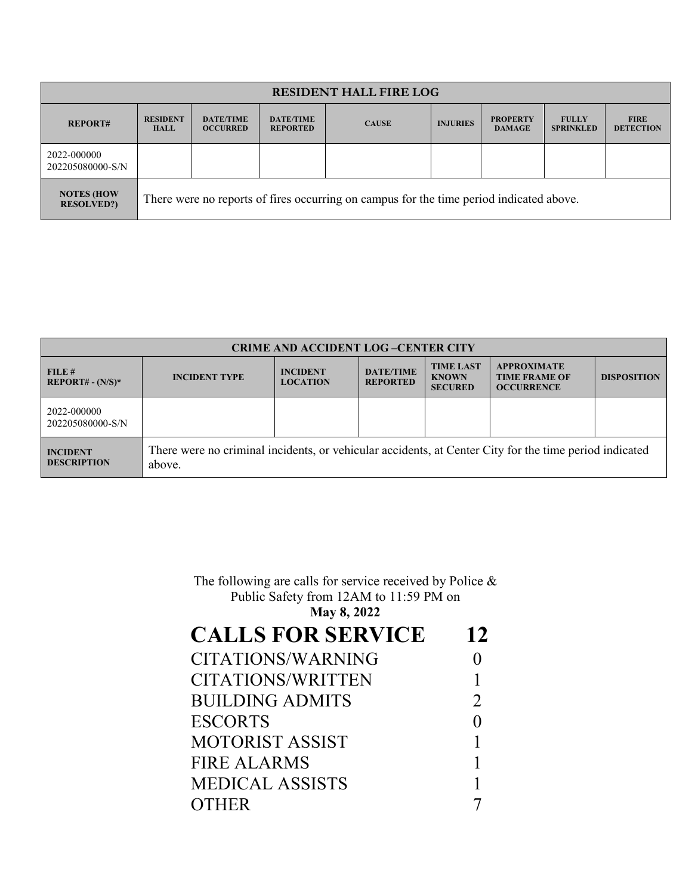| RESIDENT HALL FIRE LOG | | | | | | | | |
|---|---|---|---|---|---|---|---|---|
| **REPORT#** | **RESIDENT HALL** | **DATE/TIME OCCURRED** | **DATE/TIME REPORTED** | **CAUSE** | **INJURIES** | **PROPERTY DAMAGE** | **FULLY SPRINKLED** | **FIRE DETECTION** |
| 2022-000000 202205080000-S/N | | | | | | | | |
| **NOTES (HOW RESOLVED?)** | There were no reports of fires occurring on campus for the time period indicated above. | | | | | | | |

| CRIME AND ACCIDENT LOG –CENTER CITY | | | | | | |
|---|---|---|---|---|---|---|
| **FILE # REPORT# - (N/S)*** | **INCIDENT TYPE** | **INCIDENT LOCATION** | **DATE/TIME REPORTED** | **TIME LAST KNOWN SECURED** | **APPROXIMATE TIME FRAME OF OCCURRENCE** | **DISPOSITION** |
| 2022-000000 202205080000-S/N | | | | | | |
| **INCIDENT DESCRIPTION** | There were no criminal incidents, or vehicular accidents, at Center City for the time period indicated above. | | | | | |

The following are calls for service received by Police & Public Safety from 12AM to 11:59 PM on
**May 8, 2022**

| | |
|---|---|
| **CALLS FOR SERVICE** | **12** |
| CITATIONS/WARNING | 0 |
| CITATIONS/WRITTEN | 1 |
| BUILDING ADMITS | 2 |
| ESCORTS | 0 |
| MOTORIST ASSIST | 1 |
| FIRE ALARMS | 1 |
| MEDICAL ASSISTS | 1 |
| OTHER | 7 |